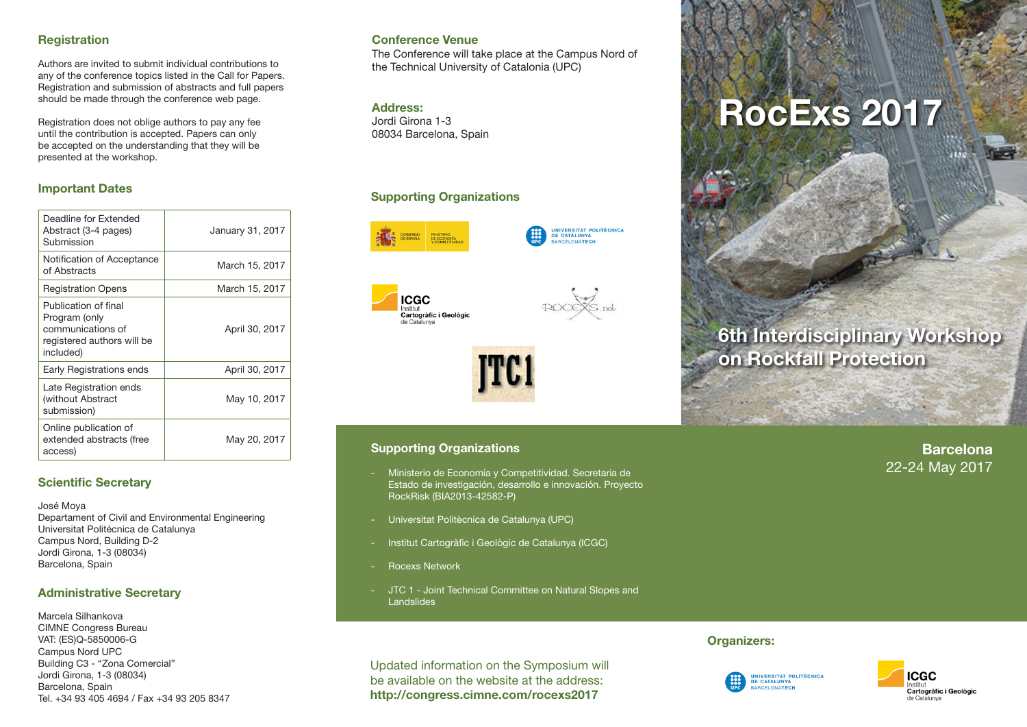## Registration

Authors are invited to submit individual contributions to any of the conference topics listed in the Call for Papers. Registration and submission of abstracts and full papers should be made through the conference web page.

Registration does not oblige authors to pay any fee until the contribution is accepted. Papers can only be accepted on the understanding that they will be presented at the workshop.

## Important Dates

| | |
|---|---|
| Deadline for Extended Abstract (3-4 pages) Submission | January 31, 2017 |
| Notification of Acceptance of Abstracts | March 15, 2017 |
| Registration Opens | March 15, 2017 |
| Publication of final Program (only communications of registered authors will be included) | April 30, 2017 |
| Early Registrations ends | April 30, 2017 |
| Late Registration ends (without Abstract submission) | May 10, 2017 |
| Online publication of extended abstracts (free access) | May 20, 2017 |

## Scientific Secretary

José Moya
Departament of Civil and Environmental Engineering
Universitat Politécnica de Catalunya
Campus Nord, Building D-2
Jordi Girona, 1-3 (08034)
Barcelona, Spain

## Administrative Secretary

Marcela Silhankova
CIMNE Congress Bureau
VAT: (ES)Q-5850006-G
Campus Nord UPC
Building C3 - "Zona Comercial"
Jordi Girona, 1-3 (08034)
Barcelona, Spain
Tel. +34 93 405 4694 / Fax +34 93 205 8347

## Conference Venue

The Conference will take place at the Campus Nord of the Technical University of Catalonia (UPC)

## Address:

Jordi Girona 1-3
08034 Barcelona, Spain

## Supporting Organizations

GOBIERNO DE ESPAÑA – MINISTERIO DE ECONOMÍA Y COMPETITIVIDAD

UNIVERSITAT POLITÈCNICA DE CATALUNYA BARCELONATECH

ICGC Institut Cartogràfic i Geològic de Catalunya

ROCEXS.net

JTC1

## Supporting Organizations

- Ministerio de Economía y Competitividad. Secretaria de Estado de investigación, desarrollo e innovación. Proyecto RockRisk (BIA2013-42582-P)
- Universitat Politècnica de Catalunya (UPC)
- Institut Cartogràfic i Geològic de Catalunya (ICGC)
- Rocexs Network
- JTC 1 - Joint Technical Committee on Natural Slopes and Landslides

Updated information on the Symposium will be available on the website at the address:
**http://congress.cimne.com/rocexs2017**

# RocExs 2017

## 6th Interdisciplinary Workshop on Rockfall Protection

**Barcelona**
22-24 May 2017

## Organizers:

UNIVERSITAT POLITÈCNICA DE CATALUNYA BARCELONATECH

ICGC Institut Cartogràfic i Geològic de Catalunya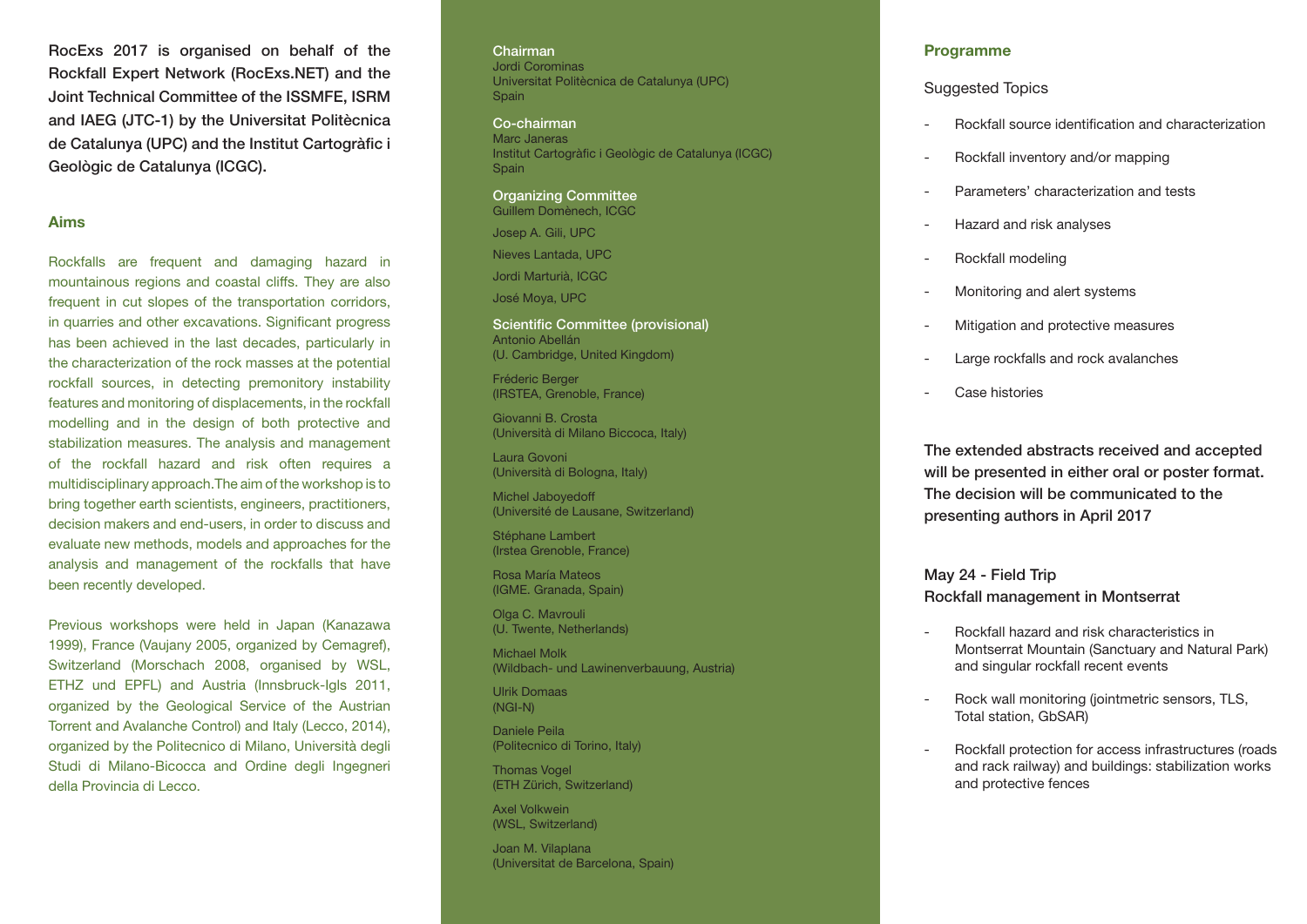**RocExs 2017 is organised on behalf of the Rockfall Expert Network (RocExs.NET) and the Joint Technical Committee of the ISSMFE, ISRM and IAEG (JTC-1) by the Universitat Politècnica de Catalunya (UPC) and the Institut Cartogràfic i Geològic de Catalunya (ICGC).**

## Aims

Rockfalls are frequent and damaging hazard in mountainous regions and coastal cliffs. They are also frequent in cut slopes of the transportation corridors, in quarries and other excavations. Significant progress has been achieved in the last decades, particularly in the characterization of the rock masses at the potential rockfall sources, in detecting premonitory instability features and monitoring of displacements, in the rockfall modelling and in the design of both protective and stabilization measures. The analysis and management of the rockfall hazard and risk often requires a multidisciplinary approach.The aim of the workshop is to bring together earth scientists, engineers, practitioners, decision makers and end-users, in order to discuss and evaluate new methods, models and approaches for the analysis and management of the rockfalls that have been recently developed.

Previous workshops were held in Japan (Kanazawa 1999), France (Vaujany 2005, organized by Cemagref), Switzerland (Morschach 2008, organised by WSL, ETHZ und EPFL) and Austria (Innsbruck-Igls 2011, organized by the Geological Service of the Austrian Torrent and Avalanche Control) and Italy (Lecco, 2014), organized by the Politecnico di Milano, Università degli Studi di Milano-Bicocca and Ordine degli Ingegneri della Provincia di Lecco.

**Chairman**
Jordi Corominas
Universitat Politècnica de Catalunya (UPC)
Spain

**Co-chairman**
Marc Janeras
Institut Cartogràfic i Geològic de Catalunya (ICGC)
Spain

**Organizing Committee**
Guillem Domènech, ICGC

Josep A. Gili, UPC

Nieves Lantada, UPC

Jordi Marturià, ICGC

José Moya, UPC

**Scientific Committee (provisional)**
Antonio Abellán
(U. Cambridge, United Kingdom)

Fréderic Berger
(IRSTEA, Grenoble, France)

Giovanni B. Crosta
(Università di Milano Biccoca, Italy)

Laura Govoni
(Università di Bologna, Italy)

Michel Jaboyedoff
(Université de Lausane, Switzerland)

Stéphane Lambert
(Irstea Grenoble, France)

Rosa María Mateos
(IGME. Granada, Spain)

Olga C. Mavrouli
(U. Twente, Netherlands)

Michael Molk
(Wildbach- und Lawinenverbauung, Austria)

Ulrik Domaas
(NGI-N)

Daniele Peila
(Politecnico di Torino, Italy)

Thomas Vogel
(ETH Zürich, Switzerland)

Axel Volkwein
(WSL, Switzerland)

Joan M. Vilaplana
(Universitat de Barcelona, Spain)

## Programme

Suggested Topics

- Rockfall source identification and characterization
- Rockfall inventory and/or mapping
- Parameters' characterization and tests
- Hazard and risk analyses
- Rockfall modeling
- Monitoring and alert systems
- Mitigation and protective measures
- Large rockfalls and rock avalanches
- Case histories

**The extended abstracts received and accepted will be presented in either oral or poster format. The decision will be communicated to the presenting authors in April 2017**

May 24 - Field Trip
Rockfall management in Montserrat

- Rockfall hazard and risk characteristics in Montserrat Mountain (Sanctuary and Natural Park) and singular rockfall recent events
- Rock wall monitoring (jointmetric sensors, TLS, Total station, GbSAR)
- Rockfall protection for access infrastructures (roads and rack railway) and buildings: stabilization works and protective fences